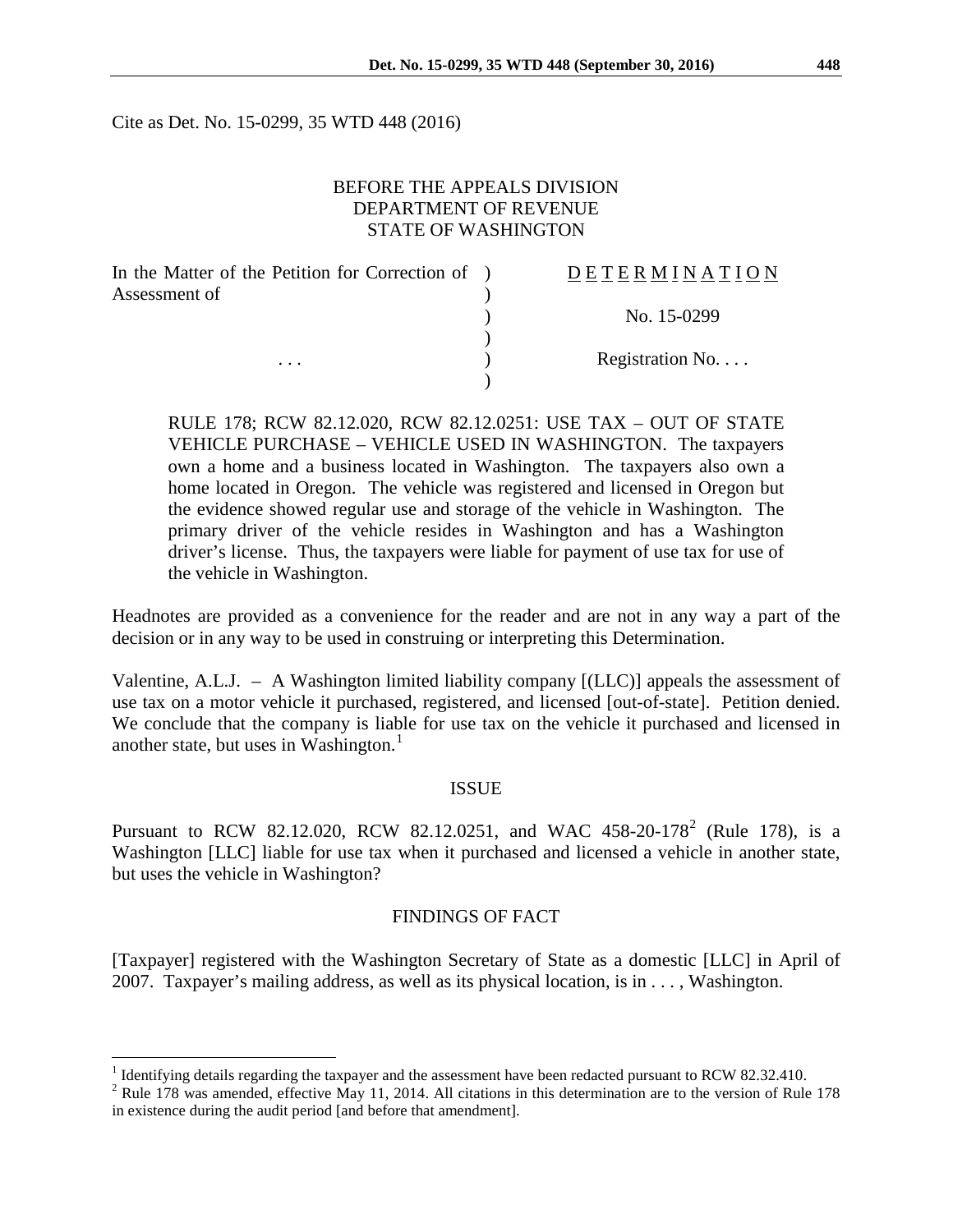Cite as Det. No. 15-0299, 35 WTD 448 (2016)

BEFORE THE APPEALS DIVISION
DEPARTMENT OF REVENUE
STATE OF WASHINGTON

| | | |
|---|---|---|
| In the Matter of the Petition for Correction of Assessment of | ) | D E T E R M I N A T I O N |
| | ) | No. 15-0299 |
| . . . | ) | Registration No. . . . |

RULE 178; RCW 82.12.020, RCW 82.12.0251: USE TAX – OUT OF STATE VEHICLE PURCHASE – VEHICLE USED IN WASHINGTON. The taxpayers own a home and a business located in Washington. The taxpayers also own a home located in Oregon. The vehicle was registered and licensed in Oregon but the evidence showed regular use and storage of the vehicle in Washington. The primary driver of the vehicle resides in Washington and has a Washington driver's license. Thus, the taxpayers were liable for payment of use tax for use of the vehicle in Washington.

Headnotes are provided as a convenience for the reader and are not in any way a part of the decision or in any way to be used in construing or interpreting this Determination.

Valentine, A.L.J. – A Washington limited liability company [(LLC)] appeals the assessment of use tax on a motor vehicle it purchased, registered, and licensed [out-of-state]. Petition denied. We conclude that the company is liable for use tax on the vehicle it purchased and licensed in another state, but uses in Washington.[1]

## ISSUE

Pursuant to RCW 82.12.020, RCW 82.12.0251, and WAC 458-20-178[2] (Rule 178), is a Washington [LLC] liable for use tax when it purchased and licensed a vehicle in another state, but uses the vehicle in Washington?

## FINDINGS OF FACT

[Taxpayer] registered with the Washington Secretary of State as a domestic [LLC] in April of 2007. Taxpayer's mailing address, as well as its physical location, is in . . . , Washington.

---

[1] Identifying details regarding the taxpayer and the assessment have been redacted pursuant to RCW 82.32.410.

[2] Rule 178 was amended, effective May 11, 2014. All citations in this determination are to the version of Rule 178 in existence during the audit period [and before that amendment].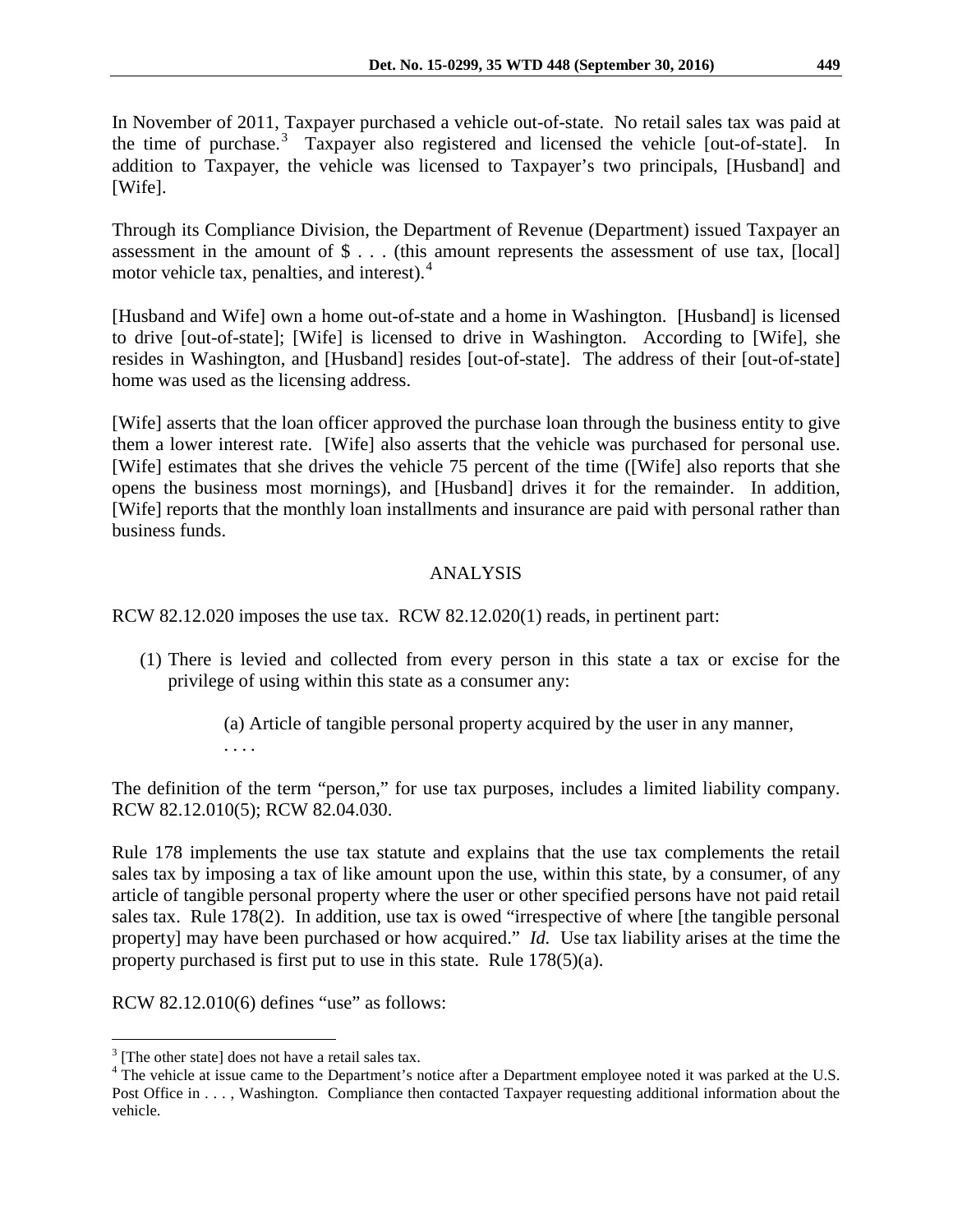In November of 2011, Taxpayer purchased a vehicle out-of-state. No retail sales tax was paid at the time of purchase.[3] Taxpayer also registered and licensed the vehicle [out-of-state]. In addition to Taxpayer, the vehicle was licensed to Taxpayer's two principals, [Husband] and [Wife].

Through its Compliance Division, the Department of Revenue (Department) issued Taxpayer an assessment in the amount of $ . . . (this amount represents the assessment of use tax, [local] motor vehicle tax, penalties, and interest).[4]

[Husband and Wife] own a home out-of-state and a home in Washington. [Husband] is licensed to drive [out-of-state]; [Wife] is licensed to drive in Washington. According to [Wife], she resides in Washington, and [Husband] resides [out-of-state]. The address of their [out-of-state] home was used as the licensing address.

[Wife] asserts that the loan officer approved the purchase loan through the business entity to give them a lower interest rate. [Wife] also asserts that the vehicle was purchased for personal use. [Wife] estimates that she drives the vehicle 75 percent of the time ([Wife] also reports that she opens the business most mornings), and [Husband] drives it for the remainder. In addition, [Wife] reports that the monthly loan installments and insurance are paid with personal rather than business funds.

## ANALYSIS

RCW 82.12.020 imposes the use tax. RCW 82.12.020(1) reads, in pertinent part:

> (1) There is levied and collected from every person in this state a tax or excise for the privilege of using within this state as a consumer any:
>
> (a) Article of tangible personal property acquired by the user in any manner,
>
> . . . .

The definition of the term "person," for use tax purposes, includes a limited liability company. RCW 82.12.010(5); RCW 82.04.030.

Rule 178 implements the use tax statute and explains that the use tax complements the retail sales tax by imposing a tax of like amount upon the use, within this state, by a consumer, of any article of tangible personal property where the user or other specified persons have not paid retail sales tax. Rule 178(2). In addition, use tax is owed "irrespective of where [the tangible personal property] may have been purchased or how acquired." *Id.* Use tax liability arises at the time the property purchased is first put to use in this state. Rule 178(5)(a).

RCW 82.12.010(6) defines "use" as follows:

---

[3] [The other state] does not have a retail sales tax.

[4] The vehicle at issue came to the Department's notice after a Department employee noted it was parked at the U.S. Post Office in . . . , Washington. Compliance then contacted Taxpayer requesting additional information about the vehicle.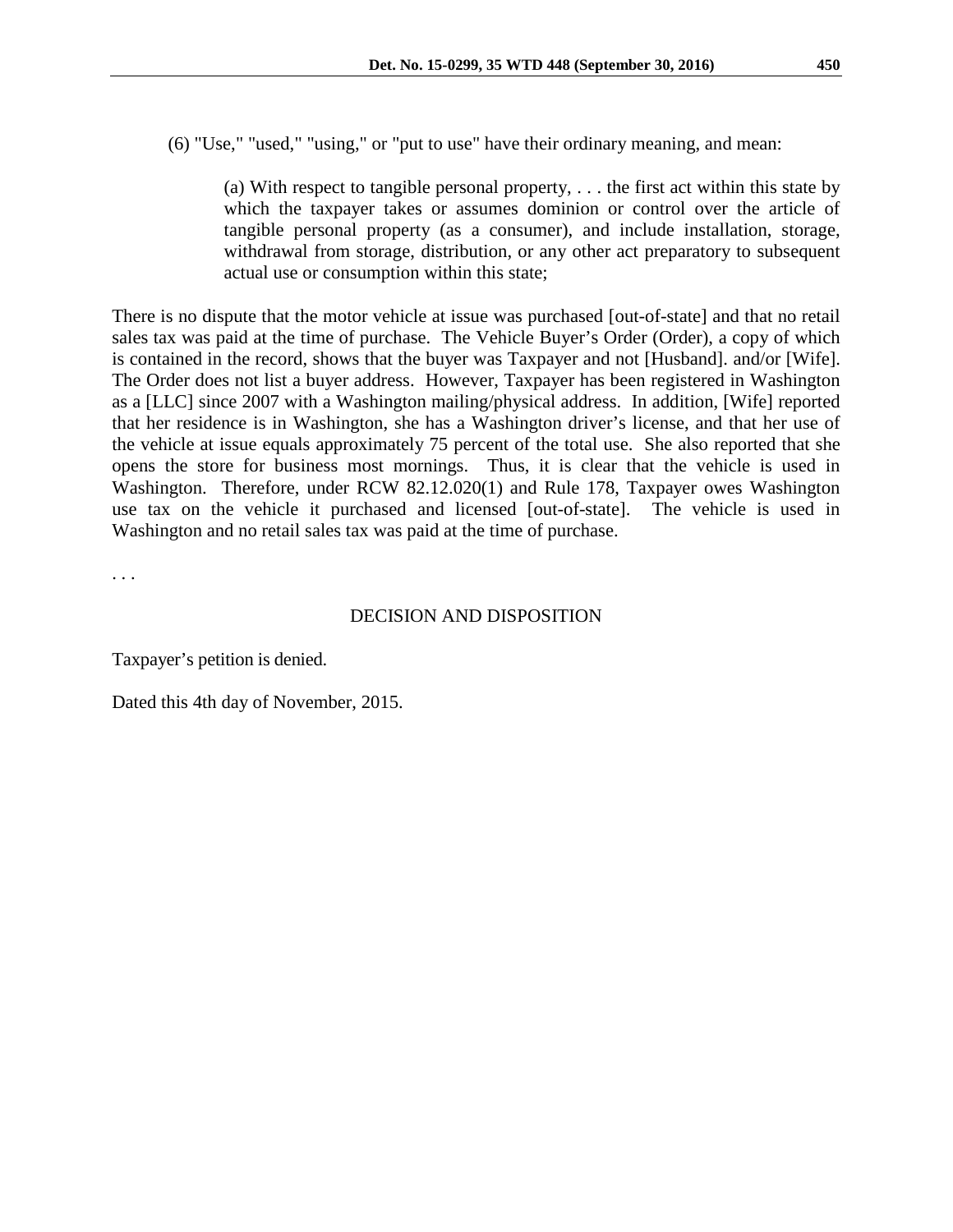(6) "Use," "used," "using," or "put to use" have their ordinary meaning, and mean:

> (a) With respect to tangible personal property, . . . the first act within this state by which the taxpayer takes or assumes dominion or control over the article of tangible personal property (as a consumer), and include installation, storage, withdrawal from storage, distribution, or any other act preparatory to subsequent actual use or consumption within this state;

There is no dispute that the motor vehicle at issue was purchased [out-of-state] and that no retail sales tax was paid at the time of purchase. The Vehicle Buyer's Order (Order), a copy of which is contained in the record, shows that the buyer was Taxpayer and not [Husband]. and/or [Wife]. The Order does not list a buyer address. However, Taxpayer has been registered in Washington as a [LLC] since 2007 with a Washington mailing/physical address. In addition, [Wife] reported that her residence is in Washington, she has a Washington driver's license, and that her use of the vehicle at issue equals approximately 75 percent of the total use. She also reported that she opens the store for business most mornings. Thus, it is clear that the vehicle is used in Washington. Therefore, under RCW 82.12.020(1) and Rule 178, Taxpayer owes Washington use tax on the vehicle it purchased and licensed [out-of-state]. The vehicle is used in Washington and no retail sales tax was paid at the time of purchase.

. . .

## DECISION AND DISPOSITION

Taxpayer's petition is denied.

Dated this 4th day of November, 2015.